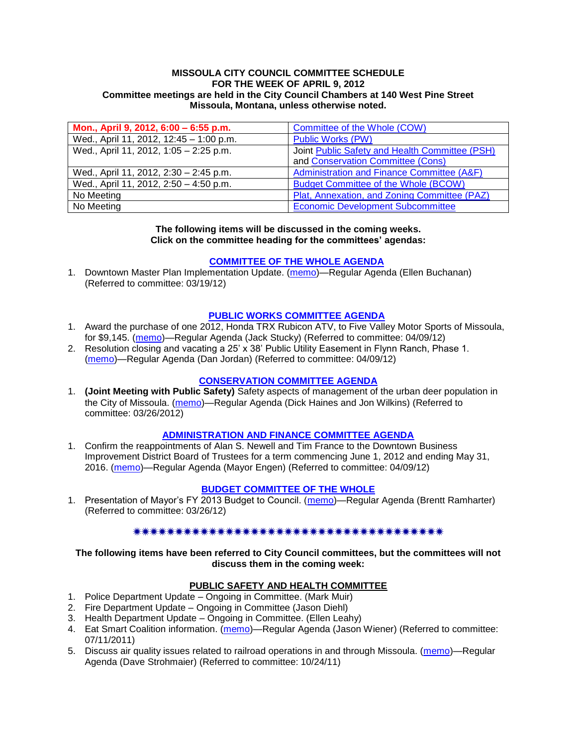**MISSOULA CITY COUNCIL COMMITTEE SCHEDULE**
**FOR THE WEEK OF APRIL 9, 2012**
**Committee meetings are held in the City Council Chambers at 140 West Pine Street Missoula, Montana, unless otherwise noted.**

| | |
|---|---|
| **Mon., April 9, 2012, 6:00 – 6:55 p.m.** | Committee of the Whole (COW) |
| Wed., April 11, 2012, 12:45 – 1:00 p.m. | Public Works (PW) |
| Wed., April 11, 2012, 1:05 – 2:25 p.m. | Joint Public Safety and Health Committee (PSH) and Conservation Committee (Cons) |
| Wed., April 11, 2012, 2:30 – 2:45 p.m. | Administration and Finance Committee (A&F) |
| Wed., April 11, 2012, 2:50 – 4:50 p.m. | Budget Committee of the Whole (BCOW) |
| No Meeting | Plat, Annexation, and Zoning Committee (PAZ) |
| No Meeting | Economic Development Subcommittee |

**The following items will be discussed in the coming weeks. Click on the committee heading for the committees' agendas:**

## COMMITTEE OF THE WHOLE AGENDA

1. Downtown Master Plan Implementation Update. (memo)—Regular Agenda (Ellen Buchanan) (Referred to committee: 03/19/12)

## PUBLIC WORKS COMMITTEE AGENDA

1. Award the purchase of one 2012, Honda TRX Rubicon ATV, to Five Valley Motor Sports of Missoula, for $9,145. (memo)—Regular Agenda (Jack Stucky) (Referred to committee: 04/09/12)
2. Resolution closing and vacating a 25' x 38' Public Utility Easement in Flynn Ranch, Phase 1. (memo)—Regular Agenda (Dan Jordan) (Referred to committee: 04/09/12)

## CONSERVATION COMMITTEE AGENDA

1. **(Joint Meeting with Public Safety)** Safety aspects of management of the urban deer population in the City of Missoula. (memo)—Regular Agenda (Dick Haines and Jon Wilkins) (Referred to committee: 03/26/2012)

## ADMINISTRATION AND FINANCE COMMITTEE AGENDA

1. Confirm the reappointments of Alan S. Newell and Tim France to the Downtown Business Improvement District Board of Trustees for a term commencing June 1, 2012 and ending May 31, 2016. (memo)—Regular Agenda (Mayor Engen) (Referred to committee: 04/09/12)

## BUDGET COMMITTEE OF THE WHOLE

1. Presentation of Mayor's FY 2013 Budget to Council. (memo)—Regular Agenda (Brentt Ramharter) (Referred to committee: 03/26/12)

✷✷✷✷✷✷✷✷✷✷✷✷✷✷✷✷✷✷✷✷✷✷✷✷✷✷✷✷✷✷✷✷✷✷✷✷✷✷

**The following items have been referred to City Council committees, but the committees will not discuss them in the coming week:**

## PUBLIC SAFETY AND HEALTH COMMITTEE

1. Police Department Update – Ongoing in Committee. (Mark Muir)
2. Fire Department Update – Ongoing in Committee (Jason Diehl)
3. Health Department Update – Ongoing in Committee. (Ellen Leahy)
4. Eat Smart Coalition information. (memo)—Regular Agenda (Jason Wiener) (Referred to committee: 07/11/2011)
5. Discuss air quality issues related to railroad operations in and through Missoula. (memo)—Regular Agenda (Dave Strohmaier) (Referred to committee: 10/24/11)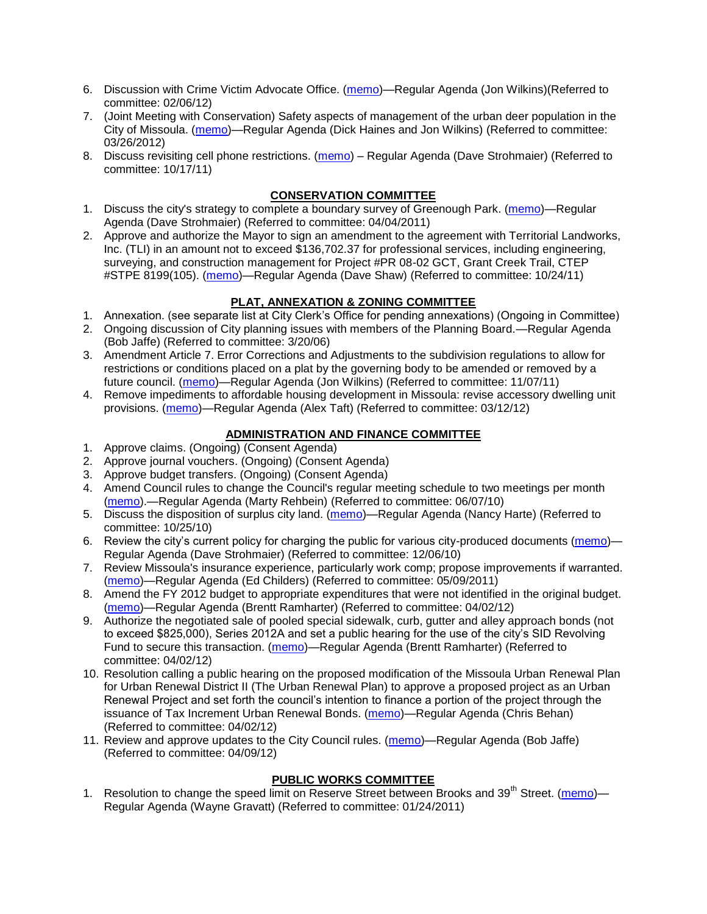6. Discussion with Crime Victim Advocate Office. (memo)—Regular Agenda (Jon Wilkins)(Referred to committee: 02/06/12)
7. (Joint Meeting with Conservation) Safety aspects of management of the urban deer population in the City of Missoula. (memo)—Regular Agenda (Dick Haines and Jon Wilkins) (Referred to committee: 03/26/2012)
8. Discuss revisiting cell phone restrictions. (memo) – Regular Agenda (Dave Strohmaier) (Referred to committee: 10/17/11)

**CONSERVATION COMMITTEE**

1. Discuss the city's strategy to complete a boundary survey of Greenough Park. (memo)—Regular Agenda (Dave Strohmaier) (Referred to committee: 04/04/2011)
2. Approve and authorize the Mayor to sign an amendment to the agreement with Territorial Landworks, Inc. (TLI) in an amount not to exceed $136,702.37 for professional services, including engineering, surveying, and construction management for Project #PR 08-02 GCT, Grant Creek Trail, CTEP #STPE 8199(105). (memo)—Regular Agenda (Dave Shaw) (Referred to committee: 10/24/11)

**PLAT, ANNEXATION & ZONING COMMITTEE**

1. Annexation. (see separate list at City Clerk's Office for pending annexations) (Ongoing in Committee)
2. Ongoing discussion of City planning issues with members of the Planning Board.—Regular Agenda (Bob Jaffe) (Referred to committee: 3/20/06)
3. Amendment Article 7. Error Corrections and Adjustments to the subdivision regulations to allow for restrictions or conditions placed on a plat by the governing body to be amended or removed by a future council. (memo)—Regular Agenda (Jon Wilkins) (Referred to committee: 11/07/11)
4. Remove impediments to affordable housing development in Missoula: revise accessory dwelling unit provisions. (memo)—Regular Agenda (Alex Taft) (Referred to committee: 03/12/12)

**ADMINISTRATION AND FINANCE COMMITTEE**

1. Approve claims. (Ongoing) (Consent Agenda)
2. Approve journal vouchers. (Ongoing) (Consent Agenda)
3. Approve budget transfers. (Ongoing) (Consent Agenda)
4. Amend Council rules to change the Council's regular meeting schedule to two meetings per month (memo).—Regular Agenda (Marty Rehbein) (Referred to committee: 06/07/10)
5. Discuss the disposition of surplus city land. (memo)—Regular Agenda (Nancy Harte) (Referred to committee: 10/25/10)
6. Review the city's current policy for charging the public for various city-produced documents (memo)—Regular Agenda (Dave Strohmaier) (Referred to committee: 12/06/10)
7. Review Missoula's insurance experience, particularly work comp; propose improvements if warranted. (memo)—Regular Agenda (Ed Childers) (Referred to committee: 05/09/2011)
8. Amend the FY 2012 budget to appropriate expenditures that were not identified in the original budget. (memo)—Regular Agenda (Brentt Ramharter) (Referred to committee: 04/02/12)
9. Authorize the negotiated sale of pooled special sidewalk, curb, gutter and alley approach bonds (not to exceed $825,000), Series 2012A and set a public hearing for the use of the city's SID Revolving Fund to secure this transaction. (memo)—Regular Agenda (Brentt Ramharter) (Referred to committee: 04/02/12)
10. Resolution calling a public hearing on the proposed modification of the Missoula Urban Renewal Plan for Urban Renewal District II (The Urban Renewal Plan) to approve a proposed project as an Urban Renewal Project and set forth the council's intention to finance a portion of the project through the issuance of Tax Increment Urban Renewal Bonds. (memo)—Regular Agenda (Chris Behan) (Referred to committee: 04/02/12)
11. Review and approve updates to the City Council rules. (memo)—Regular Agenda (Bob Jaffe) (Referred to committee: 04/09/12)

**PUBLIC WORKS COMMITTEE**

1. Resolution to change the speed limit on Reserve Street between Brooks and 39th Street. (memo)—Regular Agenda (Wayne Gravatt) (Referred to committee: 01/24/2011)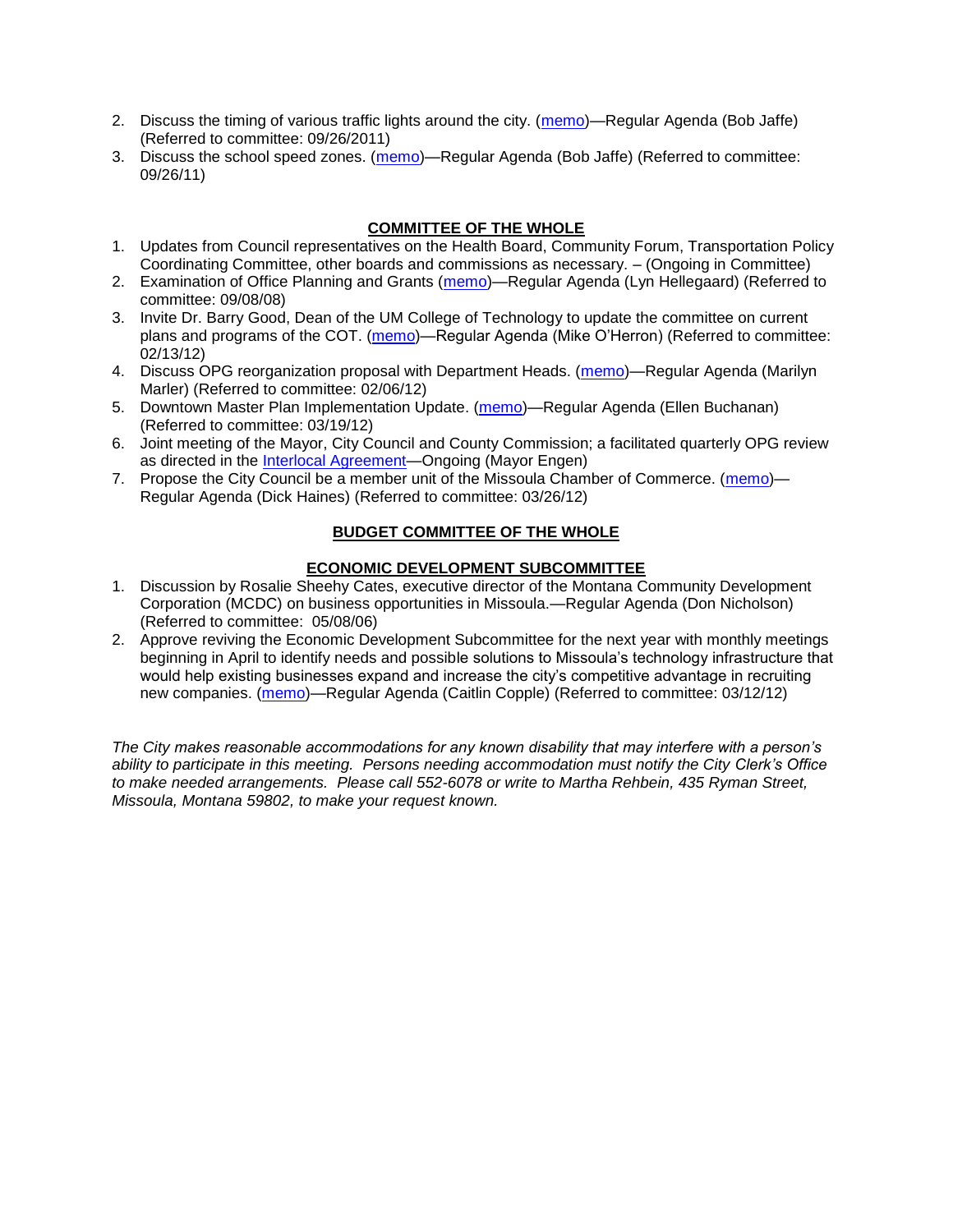2. Discuss the timing of various traffic lights around the city. (memo)—Regular Agenda (Bob Jaffe) (Referred to committee: 09/26/2011)
3. Discuss the school speed zones. (memo)—Regular Agenda (Bob Jaffe) (Referred to committee: 09/26/11)

**COMMITTEE OF THE WHOLE**

1. Updates from Council representatives on the Health Board, Community Forum, Transportation Policy Coordinating Committee, other boards and commissions as necessary. – (Ongoing in Committee)
2. Examination of Office Planning and Grants (memo)—Regular Agenda (Lyn Hellegaard) (Referred to committee: 09/08/08)
3. Invite Dr. Barry Good, Dean of the UM College of Technology to update the committee on current plans and programs of the COT. (memo)—Regular Agenda (Mike O'Herron) (Referred to committee: 02/13/12)
4. Discuss OPG reorganization proposal with Department Heads. (memo)—Regular Agenda (Marilyn Marler) (Referred to committee: 02/06/12)
5. Downtown Master Plan Implementation Update. (memo)—Regular Agenda (Ellen Buchanan) (Referred to committee: 03/19/12)
6. Joint meeting of the Mayor, City Council and County Commission; a facilitated quarterly OPG review as directed in the Interlocal Agreement—Ongoing (Mayor Engen)
7. Propose the City Council be a member unit of the Missoula Chamber of Commerce. (memo)—Regular Agenda (Dick Haines) (Referred to committee: 03/26/12)

**BUDGET COMMITTEE OF THE WHOLE**

**ECONOMIC DEVELOPMENT SUBCOMMITTEE**

1. Discussion by Rosalie Sheehy Cates, executive director of the Montana Community Development Corporation (MCDC) on business opportunities in Missoula.—Regular Agenda (Don Nicholson) (Referred to committee: 05/08/06)
2. Approve reviving the Economic Development Subcommittee for the next year with monthly meetings beginning in April to identify needs and possible solutions to Missoula's technology infrastructure that would help existing businesses expand and increase the city's competitive advantage in recruiting new companies. (memo)—Regular Agenda (Caitlin Copple) (Referred to committee: 03/12/12)

*The City makes reasonable accommodations for any known disability that may interfere with a person's ability to participate in this meeting. Persons needing accommodation must notify the City Clerk's Office to make needed arrangements. Please call 552-6078 or write to Martha Rehbein, 435 Ryman Street, Missoula, Montana 59802, to make your request known.*